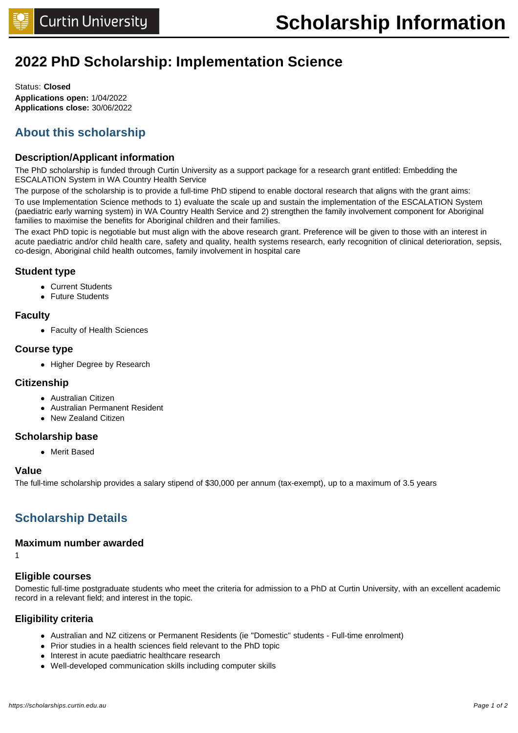# Scholarship Information

## 2022 PhD Scholarship: Implementation Science

Status: **Closed**
**Applications open:** 1/04/2022
**Applications close:** 30/06/2022

## About this scholarship

### Description/Applicant information

The PhD scholarship is funded through Curtin University as a support package for a research grant entitled: Embedding the ESCALATION System in WA Country Health Service

The purpose of the scholarship is to provide a full-time PhD stipend to enable doctoral research that aligns with the grant aims:

To use Implementation Science methods to 1) evaluate the scale up and sustain the implementation of the ESCALATION System (paediatric early warning system) in WA Country Health Service and 2) strengthen the family involvement component for Aboriginal families to maximise the benefits for Aboriginal children and their families.

The exact PhD topic is negotiable but must align with the above research grant. Preference will be given to those with an interest in acute paediatric and/or child health care, safety and quality, health systems research, early recognition of clinical deterioration, sepsis, co-design, Aboriginal child health outcomes, family involvement in hospital care

### Student type

- Current Students
- Future Students

### Faculty

- Faculty of Health Sciences

### Course type

- Higher Degree by Research

### Citizenship

- Australian Citizen
- Australian Permanent Resident
- New Zealand Citizen

### Scholarship base

- Merit Based

### Value

The full-time scholarship provides a salary stipend of $30,000 per annum (tax-exempt), up to a maximum of 3.5 years

## Scholarship Details

### Maximum number awarded

1

### Eligible courses

Domestic full-time postgraduate students who meet the criteria for admission to a PhD at Curtin University, with an excellent academic record in a relevant field; and interest in the topic.

### Eligibility criteria

- Australian and NZ citizens or Permanent Residents (ie "Domestic" students - Full-time enrolment)
- Prior studies in a health sciences field relevant to the PhD topic
- Interest in acute paediatric healthcare research
- Well-developed communication skills including computer skills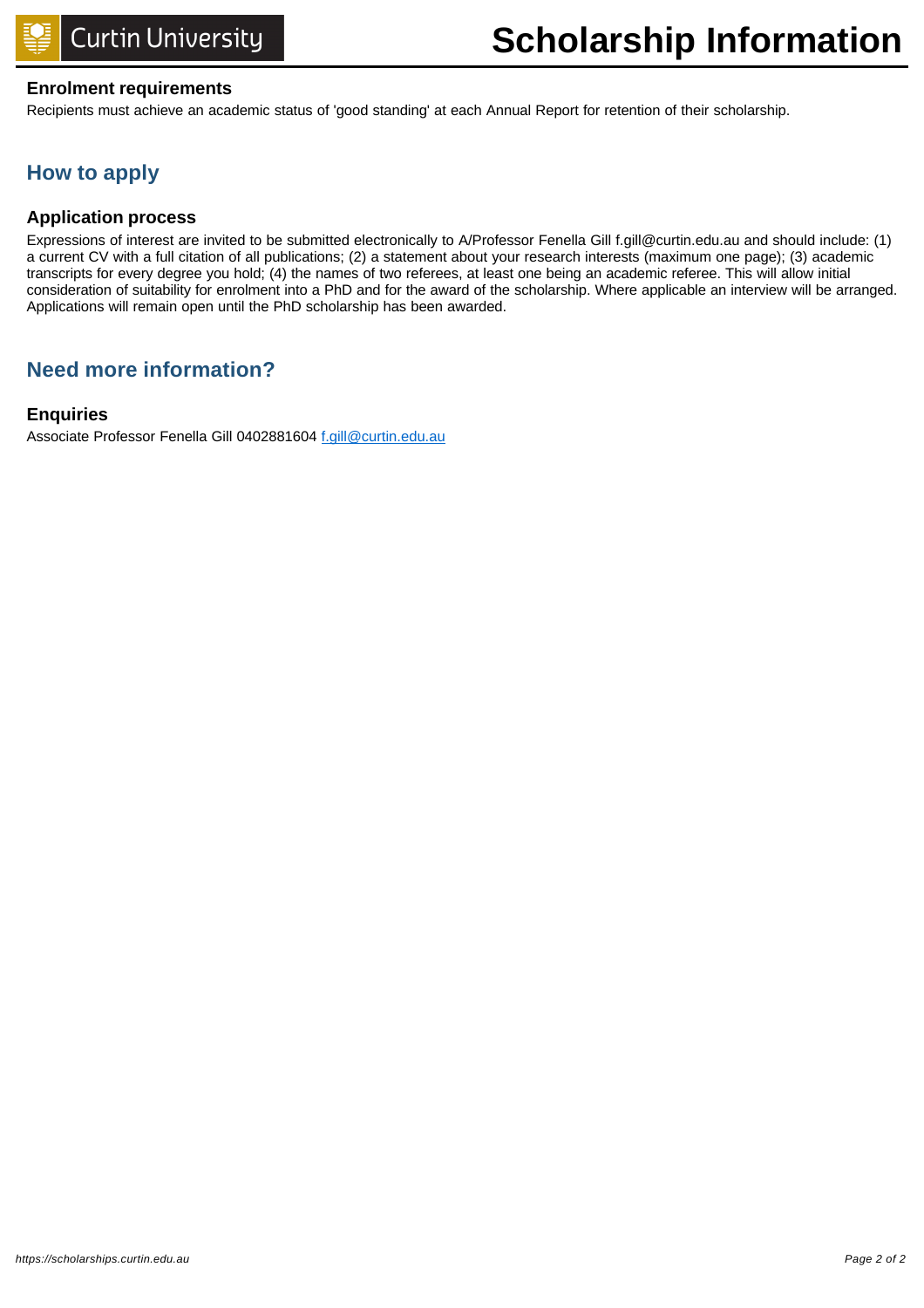### Enrolment requirements

Recipients must achieve an academic status of 'good standing' at each Annual Report for retention of their scholarship.

## How to apply

### Application process

Expressions of interest are invited to be submitted electronically to A/Professor Fenella Gill f.gill@curtin.edu.au and should include: (1) a current CV with a full citation of all publications; (2) a statement about your research interests (maximum one page); (3) academic transcripts for every degree you hold; (4) the names of two referees, at least one being an academic referee. This will allow initial consideration of suitability for enrolment into a PhD and for the award of the scholarship. Where applicable an interview will be arranged. Applications will remain open until the PhD scholarship has been awarded.

## Need more information?

### Enquiries

Associate Professor Fenella Gill 0402881604 f.gill@curtin.edu.au